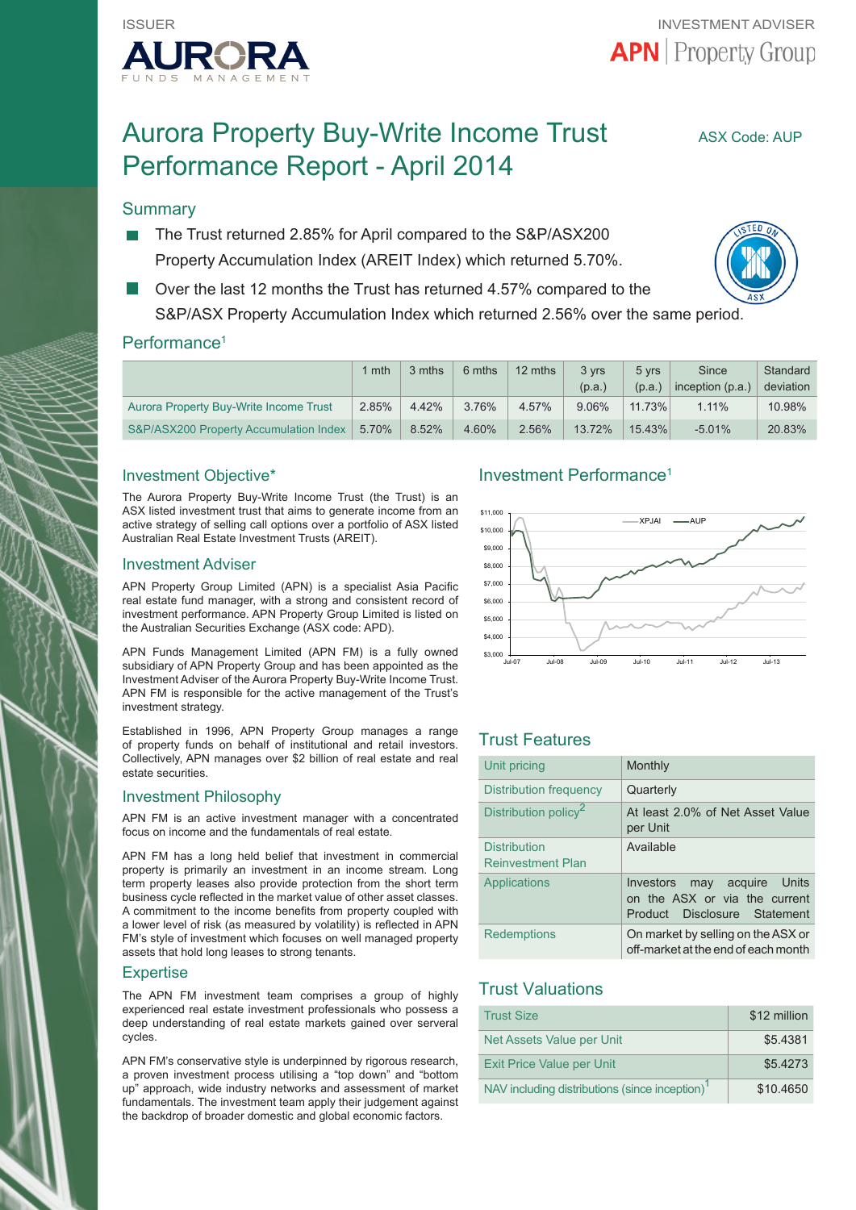ISSUER

AURORA FUNDS MANAGEMENT

INVESTMENT ADVISER

APN | Property Group

# Aurora Property Buy-Write Income Trust Performance Report - April 2014

ASX Code: AUP

## Summary

- The Trust returned 2.85% for April compared to the S&P/ASX200 Property Accumulation Index (AREIT Index) which returned 5.70%.
- Over the last 12 months the Trust has returned 4.57% compared to the S&P/ASX Property Accumulation Index which returned 2.56% over the same period.

## Performance[1]

| | 1 mth | 3 mths | 6 mths | 12 mths | 3 yrs (p.a.) | 5 yrs (p.a.) | Since inception (p.a.) | Standard deviation |
|---|---|---|---|---|---|---|---|---|
| Aurora Property Buy-Write Income Trust | 2.85% | 4.42% | 3.76% | 4.57% | 9.06% | 11.73% | 1.11% | 10.98% |
| S&P/ASX200 Property Accumulation Index | 5.70% | 8.52% | 4.60% | 2.56% | 13.72% | 15.43% | -5.01% | 20.83% |

## Investment Objective*

The Aurora Property Buy-Write Income Trust (the Trust) is an ASX listed investment trust that aims to generate income from an active strategy of selling call options over a portfolio of ASX listed Australian Real Estate Investment Trusts (AREIT).

## Investment Adviser

APN Property Group Limited (APN) is a specialist Asia Pacific real estate fund manager, with a strong and consistent record of investment performance. APN Property Group Limited is listed on the Australian Securities Exchange (ASX code: APD).

APN Funds Management Limited (APN FM) is a fully owned subsidiary of APN Property Group and has been appointed as the Investment Adviser of the Aurora Property Buy-Write Income Trust. APN FM is responsible for the active management of the Trust's investment strategy.

Established in 1996, APN Property Group manages a range of property funds on behalf of institutional and retail investors. Collectively, APN manages over $2 billion of real estate and real estate securities.

## Investment Philosophy

APN FM is an active investment manager with a concentrated focus on income and the fundamentals of real estate.

APN FM has a long held belief that investment in commercial property is primarily an investment in an income stream. Long term property leases also provide protection from the short term business cycle reflected in the market value of other asset classes. A commitment to the income benefits from property coupled with a lower level of risk (as measured by volatility) is reflected in APN FM's style of investment which focuses on well managed property assets that hold long leases to strong tenants.

## Expertise

The APN FM investment team comprises a group of highly experienced real estate investment professionals who possess a deep understanding of real estate markets gained over serveral cycles.

APN FM's conservative style is underpinned by rigorous research, a proven investment process utilising a "top down" and "bottom up" approach, wide industry networks and assessment of market fundamentals. The investment team apply their judgement against the backdrop of broader domestic and global economic factors.

## Investment Performance[1]

## Trust Features

| | |
|---|---|
| Unit pricing | Monthly |
| Distribution frequency | Quarterly |
| Distribution policy[2] | At least 2.0% of Net Asset Value per Unit |
| Distribution Reinvestment Plan | Available |
| Applications | Investors may acquire Units on the ASX or via the current Product Disclosure Statement |
| Redemptions | On market by selling on the ASX or off-market at the end of each month |

## Trust Valuations

| | |
|---|---|
| Trust Size | $12 million |
| Net Assets Value per Unit | $5.4381 |
| Exit Price Value per Unit | $5.4273 |
| NAV including distributions (since inception)[1] | $10.4650 |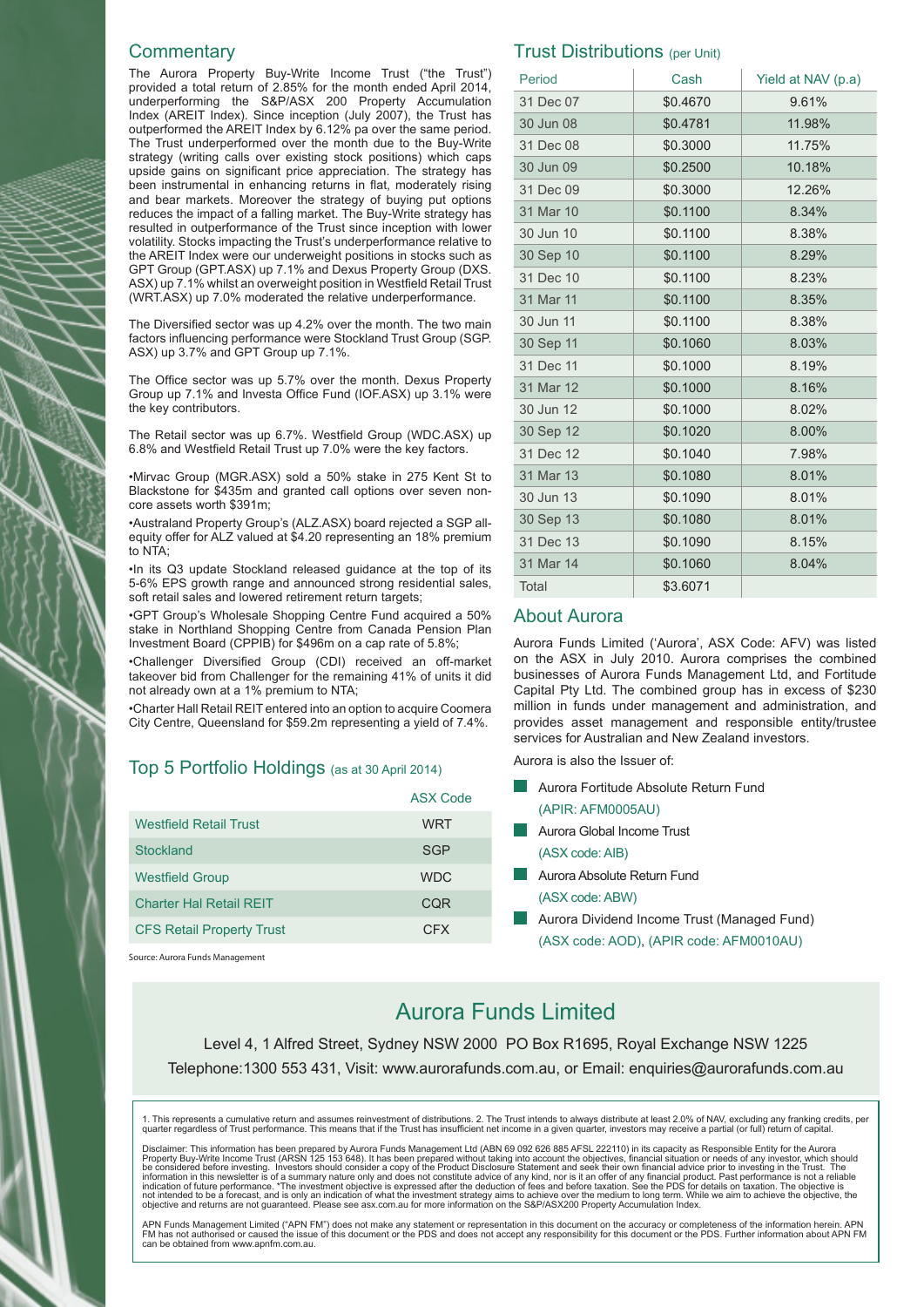## Commentary

The Aurora Property Buy-Write Income Trust ("the Trust") provided a total return of 2.85% for the month ended April 2014, underperforming the S&P/ASX 200 Property Accumulation Index (AREIT Index). Since inception (July 2007), the Trust has outperformed the AREIT Index by 6.12% pa over the same period. The Trust underperformed over the month due to the Buy-Write strategy (writing calls over existing stock positions) which caps upside gains on significant price appreciation. The strategy has been instrumental in enhancing returns in flat, moderately rising and bear markets. Moreover the strategy of buying put options reduces the impact of a falling market. The Buy-Write strategy has resulted in outperformance of the Trust since inception with lower volatility. Stocks impacting the Trust's underperformance relative to the AREIT Index were our underweight positions in stocks such as GPT Group (GPT.ASX) up 7.1% and Dexus Property Group (DXS.ASX) up 7.1% whilst an overweight position in Westfield Retail Trust (WRT.ASX) up 7.0% moderated the relative underperformance.

The Diversified sector was up 4.2% over the month. The two main factors influencing performance were Stockland Trust Group (SGP.ASX) up 3.7% and GPT Group up 7.1%.

The Office sector was up 5.7% over the month. Dexus Property Group up 7.1% and Investa Office Fund (IOF.ASX) up 3.1% were the key contributors.

The Retail sector was up 6.7%. Westfield Group (WDC.ASX) up 6.8% and Westfield Retail Trust up 7.0% were the key factors.

- Mirvac Group (MGR.ASX) sold a 50% stake in 275 Kent St to Blackstone for $435m and granted call options over seven non-core assets worth $391m;
- Australand Property Group's (ALZ.ASX) board rejected a SGP all-equity offer for ALZ valued at $4.20 representing an 18% premium to NTA;
- In its Q3 update Stockland released guidance at the top of its 5-6% EPS growth range and announced strong residential sales, soft retail sales and lowered retirement return targets;
- GPT Group's Wholesale Shopping Centre Fund acquired a 50% stake in Northland Shopping Centre from Canada Pension Plan Investment Board (CPPIB) for $496m on a cap rate of 5.8%;
- Challenger Diversified Group (CDI) received an off-market takeover bid from Challenger for the remaining 41% of units it did not already own at a 1% premium to NTA;
- Charter Hall Retail REIT entered into an option to acquire Coomera City Centre, Queensland for $59.2m representing a yield of 7.4%.

## Top 5 Portfolio Holdings (as at 30 April 2014)

| | ASX Code |
|---|---|
| Westfield Retail Trust | WRT |
| Stockland | SGP |
| Westfield Group | WDC |
| Charter Hal Retail REIT | CQR |
| CFS Retail Property Trust | CFX |

Source: Aurora Funds Management

## Trust Distributions (per Unit)

| Period | Cash | Yield at NAV (p.a) |
|---|---|---|
| 31 Dec 07 | $0.4670 | 9.61% |
| 30 Jun 08 | $0.4781 | 11.98% |
| 31 Dec 08 | $0.3000 | 11.75% |
| 30 Jun 09 | $0.2500 | 10.18% |
| 31 Dec 09 | $0.3000 | 12.26% |
| 31 Mar 10 | $0.1100 | 8.34% |
| 30 Jun 10 | $0.1100 | 8.38% |
| 30 Sep 10 | $0.1100 | 8.29% |
| 31 Dec 10 | $0.1100 | 8.23% |
| 31 Mar 11 | $0.1100 | 8.35% |
| 30 Jun 11 | $0.1100 | 8.38% |
| 30 Sep 11 | $0.1060 | 8.03% |
| 31 Dec 11 | $0.1000 | 8.19% |
| 31 Mar 12 | $0.1000 | 8.16% |
| 30 Jun 12 | $0.1000 | 8.02% |
| 30 Sep 12 | $0.1020 | 8.00% |
| 31 Dec 12 | $0.1040 | 7.98% |
| 31 Mar 13 | $0.1080 | 8.01% |
| 30 Jun 13 | $0.1090 | 8.01% |
| 30 Sep 13 | $0.1080 | 8.01% |
| 31 Dec 13 | $0.1090 | 8.15% |
| 31 Mar 14 | $0.1060 | 8.04% |
| Total | $3.6071 | |

## About Aurora

Aurora Funds Limited ('Aurora', ASX Code: AFV) was listed on the ASX in July 2010. Aurora comprises the combined businesses of Aurora Funds Management Ltd, and Fortitude Capital Pty Ltd. The combined group has in excess of $230 million in funds under management and administration, and provides asset management and responsible entity/trustee services for Australian and New Zealand investors.

Aurora is also the Issuer of:

- Aurora Fortitude Absolute Return Fund (APIR: AFM0005AU)
- Aurora Global Income Trust (ASX code: AIB)
- Aurora Absolute Return Fund (ASX code: ABW)
- Aurora Dividend Income Trust (Managed Fund) (ASX code: AOD), (APIR code: AFM0010AU)

## Aurora Funds Limited

Level 4, 1 Alfred Street, Sydney NSW 2000 PO Box R1695, Royal Exchange NSW 1225

Telephone:1300 553 431, Visit: www.aurorafunds.com.au, or Email: enquiries@aurorafunds.com.au

1. This represents a cumulative return and assumes reinvestment of distributions. 2. The Trust intends to always distribute at least 2.0% of NAV, excluding any franking credits, per quarter regardless of Trust performance. This means that if the Trust has insufficient net income in a given quarter, investors may receive a partial (or full) return of capital.

Disclaimer: This information has been prepared by Aurora Funds Management Ltd (ABN 69 092 626 885 AFSL 222110) in its capacity as Responsible Entity for the Aurora Property Buy-Write Income Trust (ARSN 125 153 648). It has been prepared without taking into account the objectives, financial situation or needs of any investor, which should be considered before investing. Investors should consider a copy of the Product Disclosure Statement and seek their own financial advice prior to investing in the Trust. The information in this newsletter is of a summary nature only and does not constitute advice of any kind, nor is it an offer of any financial product. Past performance is not a reliable indication of future performance. *The investment objective is expressed after the deduction of fees and before taxation. See the PDS for details on taxation. The objective is not intended to be a forecast, and is only an indication of what the investment strategy aims to achieve over the medium to long term. While we aim to achieve the objective, the objective and returns are not guaranteed. Please see asx.com.au for more information on the S&P/ASX200 Property Accumulation Index.

APN Funds Management Limited ("APN FM") does not make any statement or representation in this document on the accuracy or completeness of the information herein. APN FM has not authorised or caused the issue of this document or the PDS and does not accept any responsibility for this document or the PDS. Further information about APN FM can be obtained from www.apnfm.com.au.